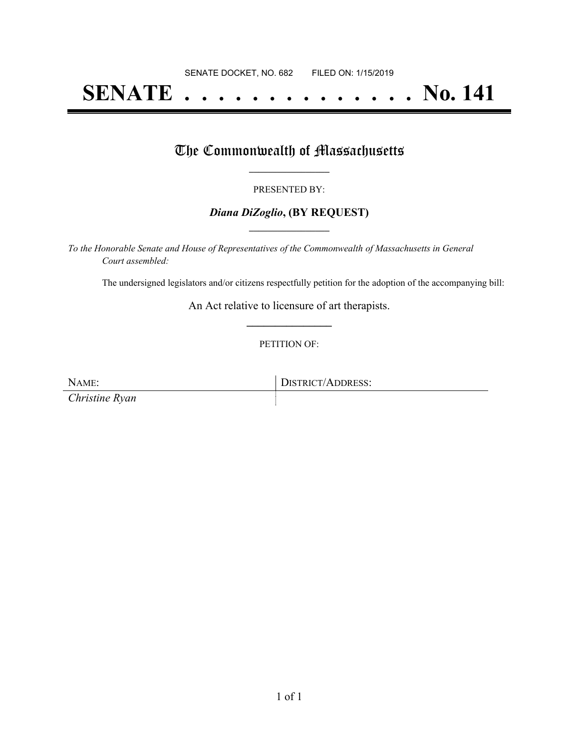SENATE DOCKET, NO. 682        FILED ON: 1/15/2019

# SENATE . . . . . . . . . . . . . . No. 141

## The Commonwealth of Massachusetts

PRESENTED BY:

***Diana DiZoglio*, (BY REQUEST)**

*To the Honorable Senate and House of Representatives of the Commonwealth of Massachusetts in General Court assembled:*

The undersigned legislators and/or citizens respectfully petition for the adoption of the accompanying bill:

An Act relative to licensure of art therapists.

PETITION OF:

| NAME: | DISTRICT/ADDRESS: |
| --- | --- |
| *Christine Ryan* | |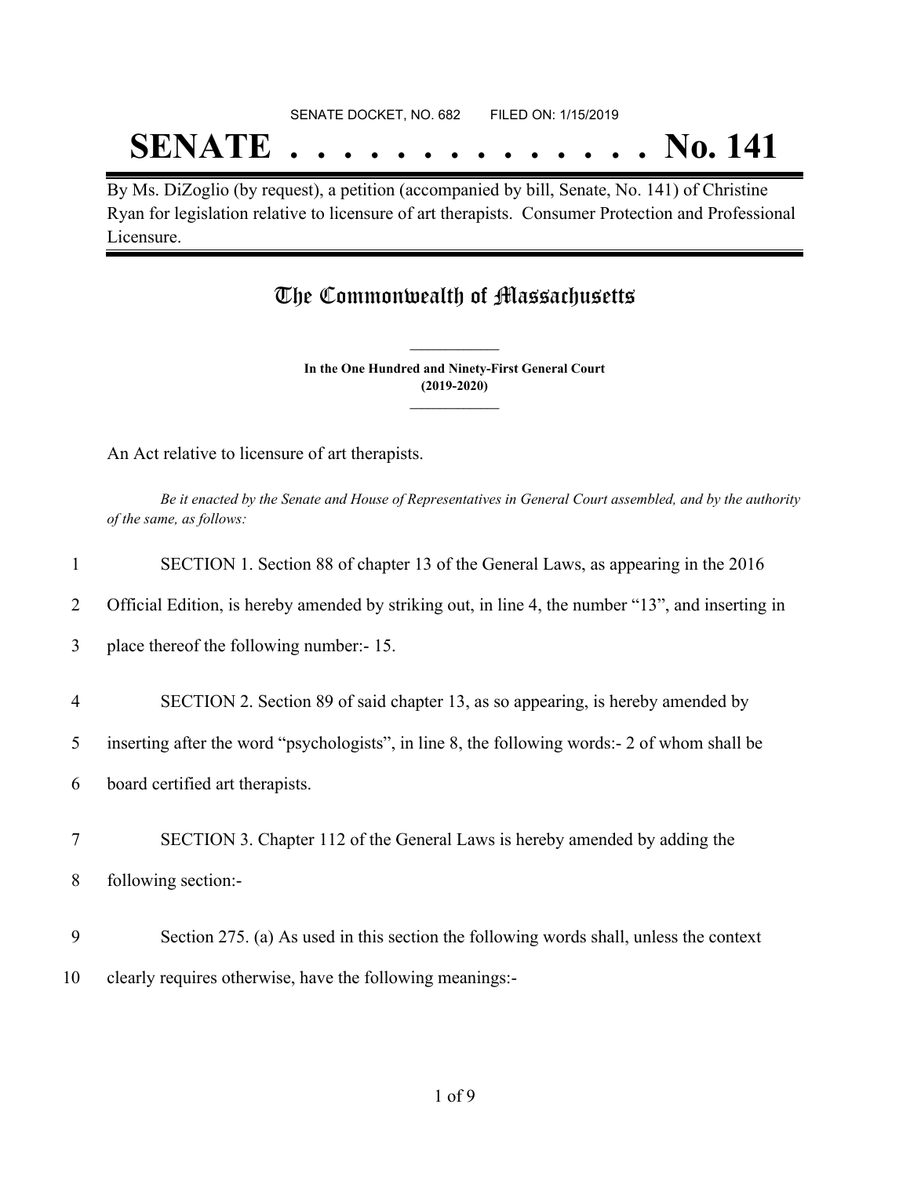SENATE DOCKET, NO. 682        FILED ON: 1/15/2019

# SENATE . . . . . . . . . . . . . . No. 141

By Ms. DiZoglio (by request), a petition (accompanied by bill, Senate, No. 141) of Christine Ryan for legislation relative to licensure of art therapists. Consumer Protection and Professional Licensure.

## The Commonwealth of Massachusetts

**In the One Hundred and Ninety-First General Court**
**(2019-2020)**

An Act relative to licensure of art therapists.

*Be it enacted by the Senate and House of Representatives in General Court assembled, and by the authority of the same, as follows:*

1 SECTION 1. Section 88 of chapter 13 of the General Laws, as appearing in the 2016
2 Official Edition, is hereby amended by striking out, in line 4, the number "13", and inserting in
3 place thereof the following number:- 15.

4 SECTION 2. Section 89 of said chapter 13, as so appearing, is hereby amended by
5 inserting after the word "psychologists", in line 8, the following words:- 2 of whom shall be
6 board certified art therapists.

7 SECTION 3. Chapter 112 of the General Laws is hereby amended by adding the
8 following section:-

9 Section 275. (a) As used in this section the following words shall, unless the context
10 clearly requires otherwise, have the following meanings:-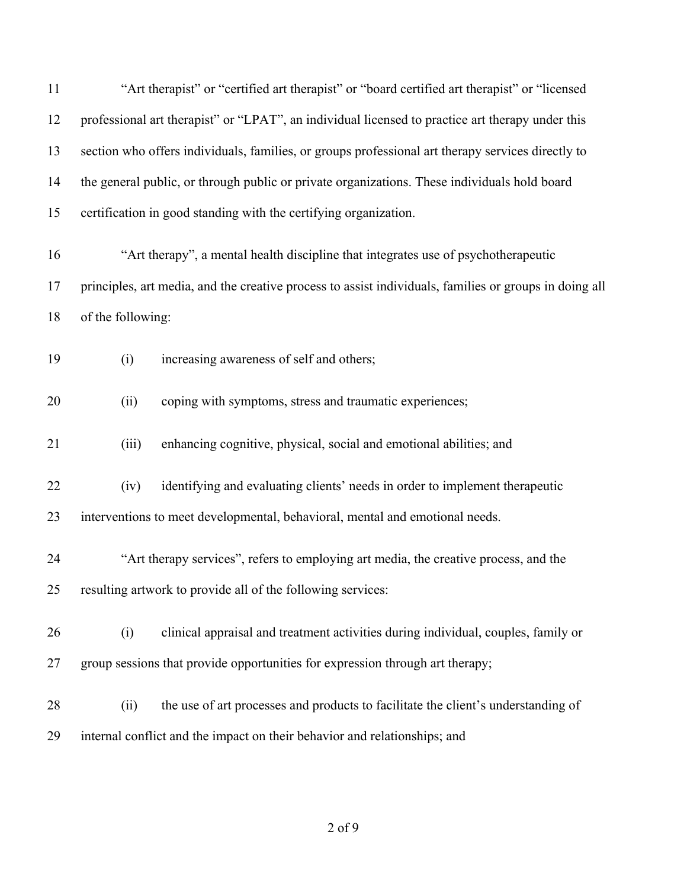"Art therapist" or "certified art therapist" or "board certified art therapist" or "licensed professional art therapist" or "LPAT", an individual licensed to practice art therapy under this section who offers individuals, families, or groups professional art therapy services directly to the general public, or through public or private organizations. These individuals hold board certification in good standing with the certifying organization.

"Art therapy", a mental health discipline that integrates use of psychotherapeutic principles, art media, and the creative process to assist individuals, families or groups in doing all of the following:

(i) increasing awareness of self and others;

(ii) coping with symptoms, stress and traumatic experiences;

(iii) enhancing cognitive, physical, social and emotional abilities; and

(iv) identifying and evaluating clients' needs in order to implement therapeutic interventions to meet developmental, behavioral, mental and emotional needs.

"Art therapy services", refers to employing art media, the creative process, and the resulting artwork to provide all of the following services:

(i) clinical appraisal and treatment activities during individual, couples, family or group sessions that provide opportunities for expression through art therapy;

(ii) the use of art processes and products to facilitate the client's understanding of internal conflict and the impact on their behavior and relationships; and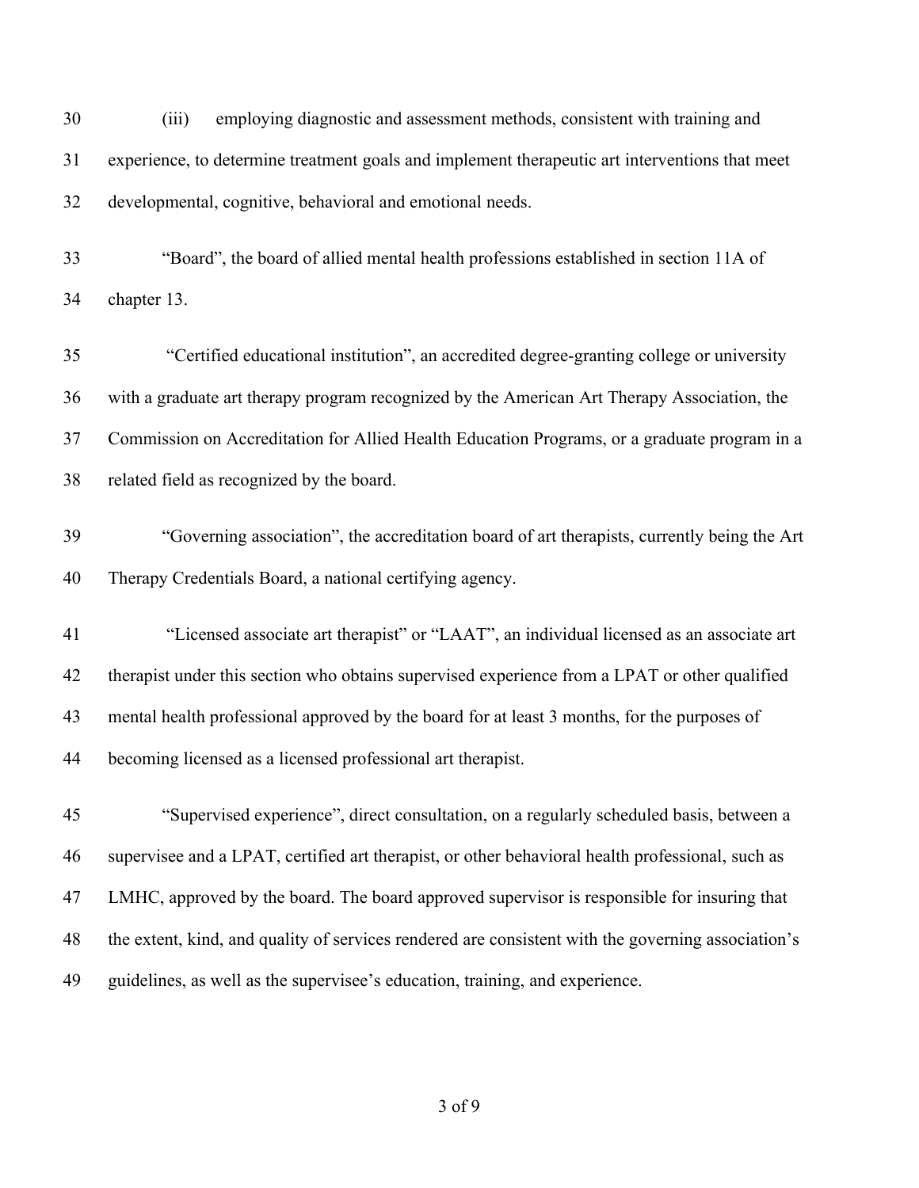(iii) employing diagnostic and assessment methods, consistent with training and experience, to determine treatment goals and implement therapeutic art interventions that meet developmental, cognitive, behavioral and emotional needs.

"Board", the board of allied mental health professions established in section 11A of chapter 13.

"Certified educational institution", an accredited degree-granting college or university with a graduate art therapy program recognized by the American Art Therapy Association, the Commission on Accreditation for Allied Health Education Programs, or a graduate program in a related field as recognized by the board.

"Governing association", the accreditation board of art therapists, currently being the Art Therapy Credentials Board, a national certifying agency.

"Licensed associate art therapist" or "LAAT", an individual licensed as an associate art therapist under this section who obtains supervised experience from a LPAT or other qualified mental health professional approved by the board for at least 3 months, for the purposes of becoming licensed as a licensed professional art therapist.

"Supervised experience", direct consultation, on a regularly scheduled basis, between a supervisee and a LPAT, certified art therapist, or other behavioral health professional, such as LMHC, approved by the board. The board approved supervisor is responsible for insuring that the extent, kind, and quality of services rendered are consistent with the governing association's guidelines, as well as the supervisee's education, training, and experience.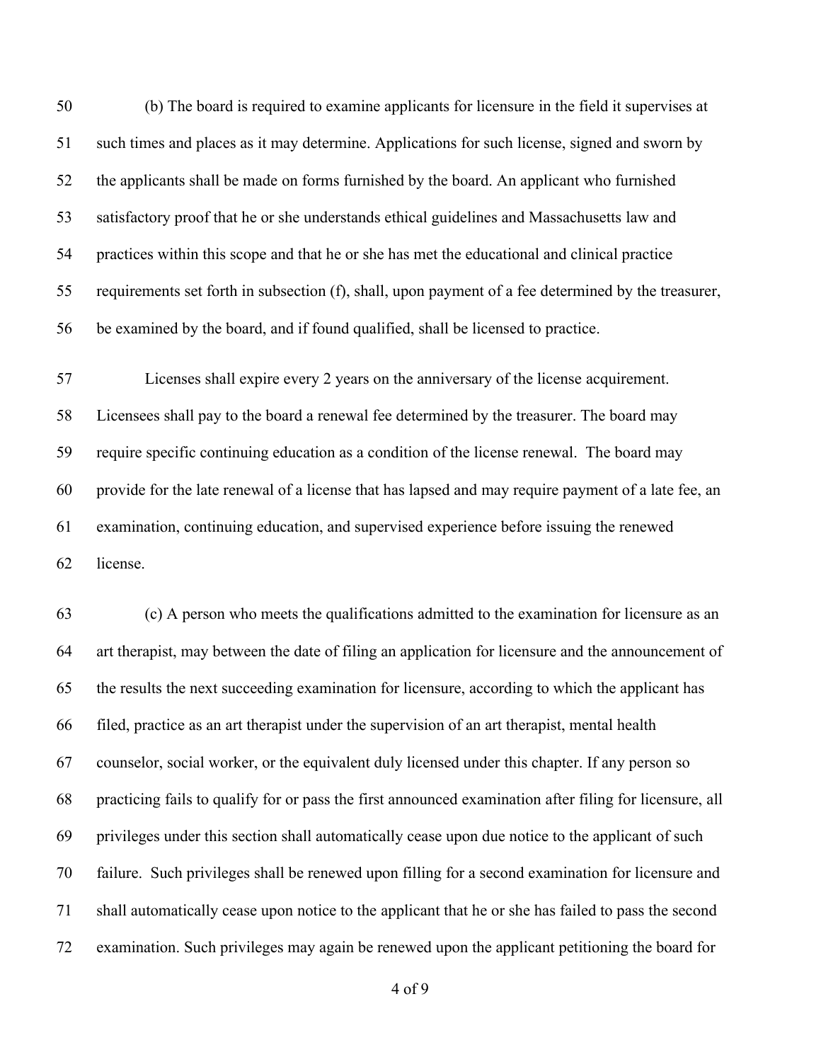(b) The board is required to examine applicants for licensure in the field it supervises at such times and places as it may determine. Applications for such license, signed and sworn by the applicants shall be made on forms furnished by the board. An applicant who furnished satisfactory proof that he or she understands ethical guidelines and Massachusetts law and practices within this scope and that he or she has met the educational and clinical practice requirements set forth in subsection (f), shall, upon payment of a fee determined by the treasurer, be examined by the board, and if found qualified, shall be licensed to practice.

Licenses shall expire every 2 years on the anniversary of the license acquirement. Licensees shall pay to the board a renewal fee determined by the treasurer. The board may require specific continuing education as a condition of the license renewal. The board may provide for the late renewal of a license that has lapsed and may require payment of a late fee, an examination, continuing education, and supervised experience before issuing the renewed license.

(c) A person who meets the qualifications admitted to the examination for licensure as an art therapist, may between the date of filing an application for licensure and the announcement of the results the next succeeding examination for licensure, according to which the applicant has filed, practice as an art therapist under the supervision of an art therapist, mental health counselor, social worker, or the equivalent duly licensed under this chapter. If any person so practicing fails to qualify for or pass the first announced examination after filing for licensure, all privileges under this section shall automatically cease upon due notice to the applicant of such failure. Such privileges shall be renewed upon filling for a second examination for licensure and shall automatically cease upon notice to the applicant that he or she has failed to pass the second examination. Such privileges may again be renewed upon the applicant petitioning the board for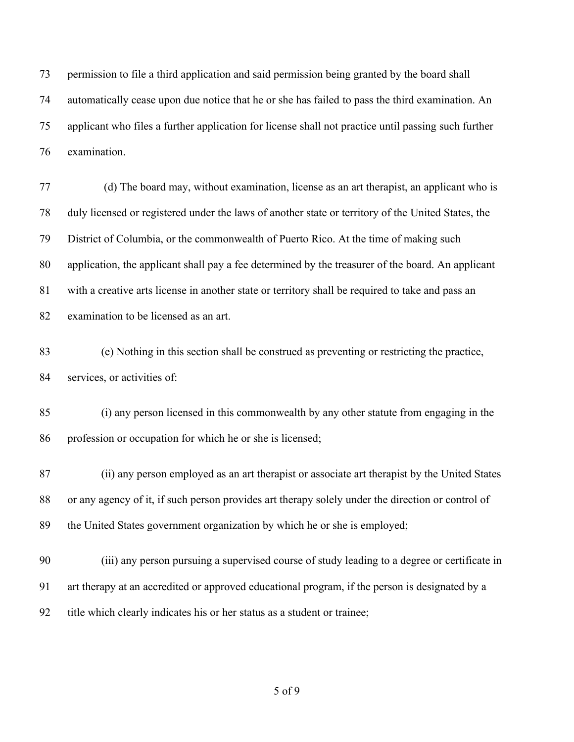permission to file a third application and said permission being granted by the board shall automatically cease upon due notice that he or she has failed to pass the third examination. An applicant who files a further application for license shall not practice until passing such further examination.

(d) The board may, without examination, license as an art therapist, an applicant who is duly licensed or registered under the laws of another state or territory of the United States, the District of Columbia, or the commonwealth of Puerto Rico. At the time of making such application, the applicant shall pay a fee determined by the treasurer of the board. An applicant with a creative arts license in another state or territory shall be required to take and pass an examination to be licensed as an art.

(e) Nothing in this section shall be construed as preventing or restricting the practice, services, or activities of:

(i) any person licensed in this commonwealth by any other statute from engaging in the profession or occupation for which he or she is licensed;

(ii) any person employed as an art therapist or associate art therapist by the United States or any agency of it, if such person provides art therapy solely under the direction or control of the United States government organization by which he or she is employed;

(iii) any person pursuing a supervised course of study leading to a degree or certificate in art therapy at an accredited or approved educational program, if the person is designated by a title which clearly indicates his or her status as a student or trainee;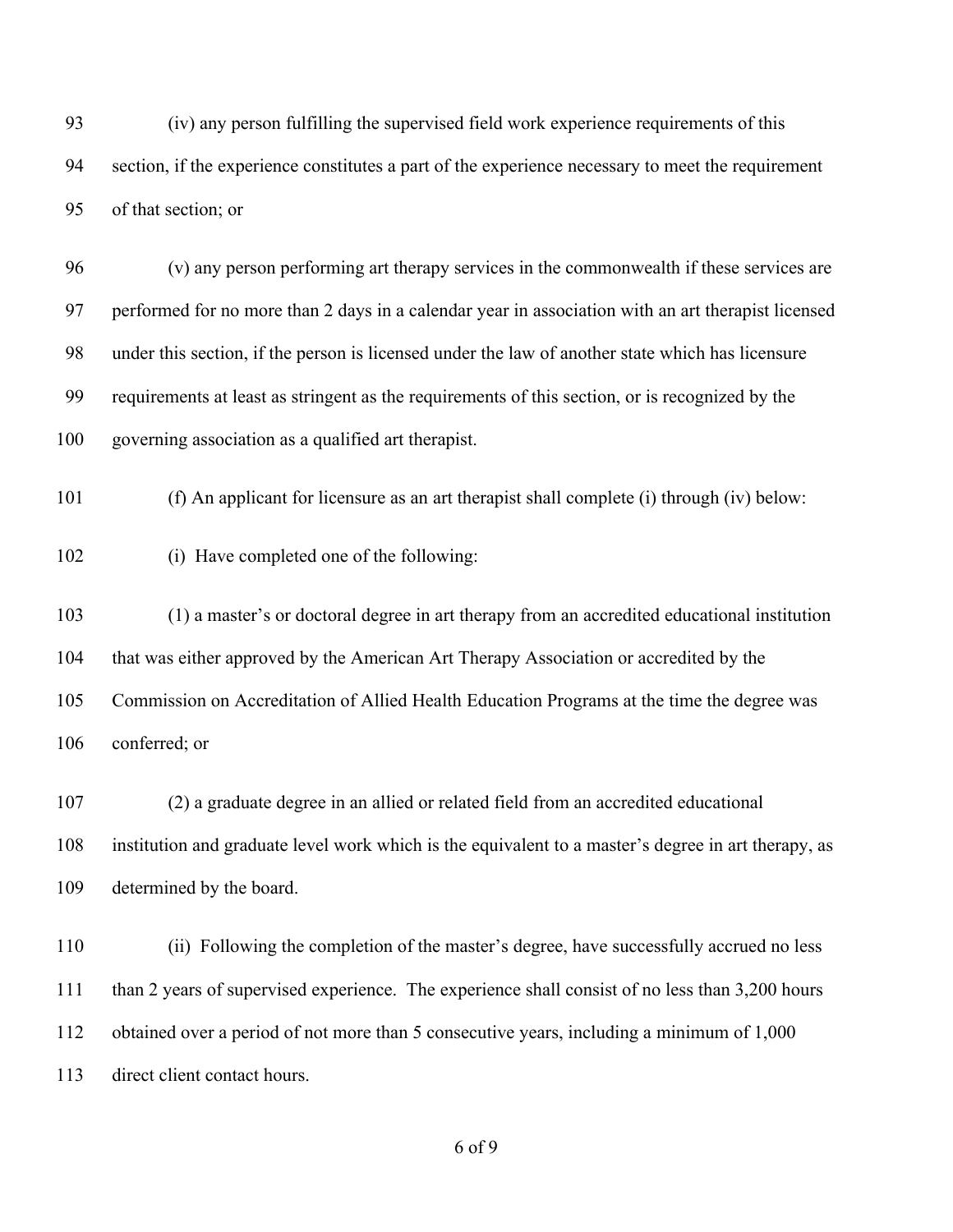(iv) any person fulfilling the supervised field work experience requirements of this section, if the experience constitutes a part of the experience necessary to meet the requirement of that section; or

(v) any person performing art therapy services in the commonwealth if these services are performed for no more than 2 days in a calendar year in association with an art therapist licensed under this section, if the person is licensed under the law of another state which has licensure requirements at least as stringent as the requirements of this section, or is recognized by the governing association as a qualified art therapist.

(f) An applicant for licensure as an art therapist shall complete (i) through (iv) below:

(i) Have completed one of the following:

(1) a master's or doctoral degree in art therapy from an accredited educational institution that was either approved by the American Art Therapy Association or accredited by the Commission on Accreditation of Allied Health Education Programs at the time the degree was conferred; or

(2) a graduate degree in an allied or related field from an accredited educational institution and graduate level work which is the equivalent to a master's degree in art therapy, as determined by the board.

(ii) Following the completion of the master's degree, have successfully accrued no less than 2 years of supervised experience. The experience shall consist of no less than 3,200 hours obtained over a period of not more than 5 consecutive years, including a minimum of 1,000 direct client contact hours.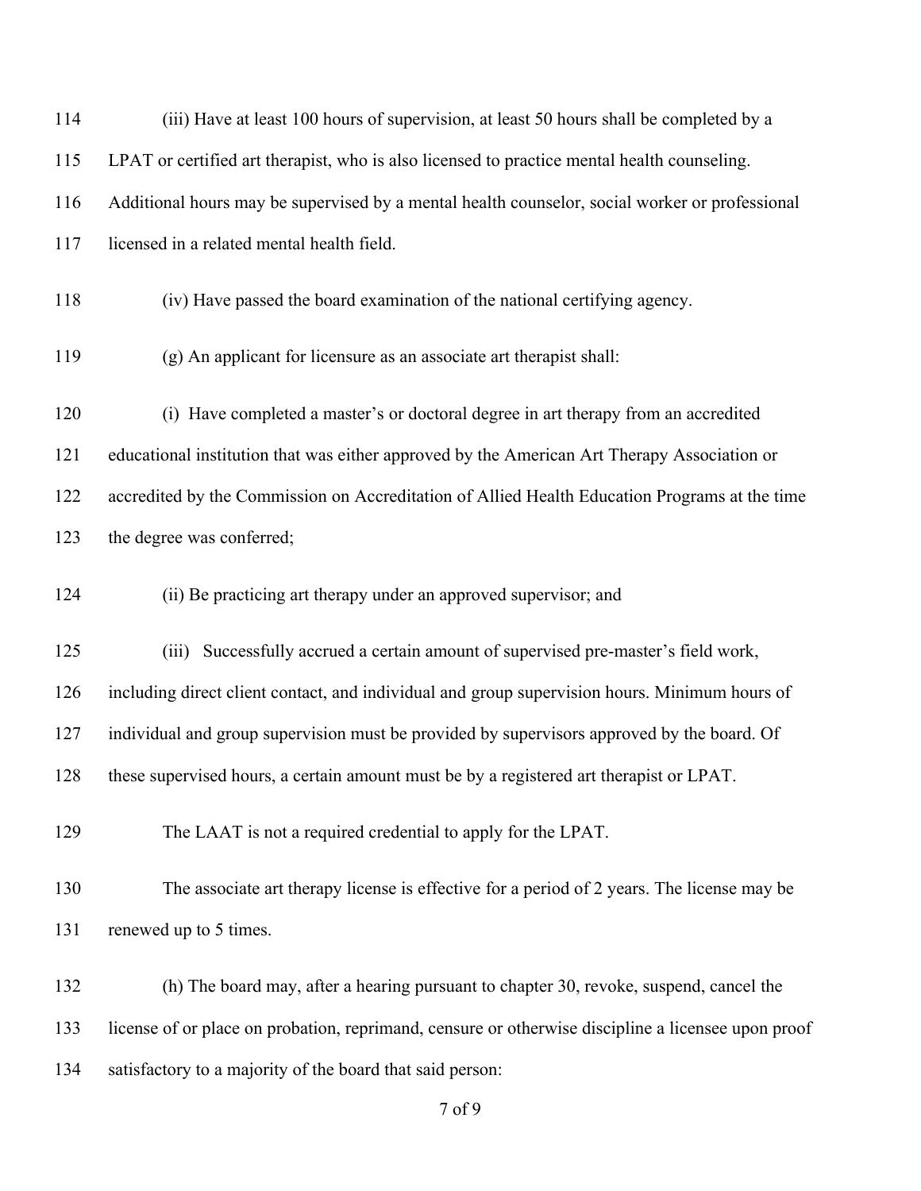(iii) Have at least 100 hours of supervision, at least 50 hours shall be completed by a LPAT or certified art therapist, who is also licensed to practice mental health counseling. Additional hours may be supervised by a mental health counselor, social worker or professional licensed in a related mental health field.

(iv) Have passed the board examination of the national certifying agency.

(g) An applicant for licensure as an associate art therapist shall:

(i) Have completed a master's or doctoral degree in art therapy from an accredited educational institution that was either approved by the American Art Therapy Association or accredited by the Commission on Accreditation of Allied Health Education Programs at the time the degree was conferred;

(ii) Be practicing art therapy under an approved supervisor; and

(iii) Successfully accrued a certain amount of supervised pre-master's field work, including direct client contact, and individual and group supervision hours. Minimum hours of individual and group supervision must be provided by supervisors approved by the board. Of these supervised hours, a certain amount must be by a registered art therapist or LPAT.

The LAAT is not a required credential to apply for the LPAT.

The associate art therapy license is effective for a period of 2 years. The license may be renewed up to 5 times.

(h) The board may, after a hearing pursuant to chapter 30, revoke, suspend, cancel the license of or place on probation, reprimand, censure or otherwise discipline a licensee upon proof satisfactory to a majority of the board that said person: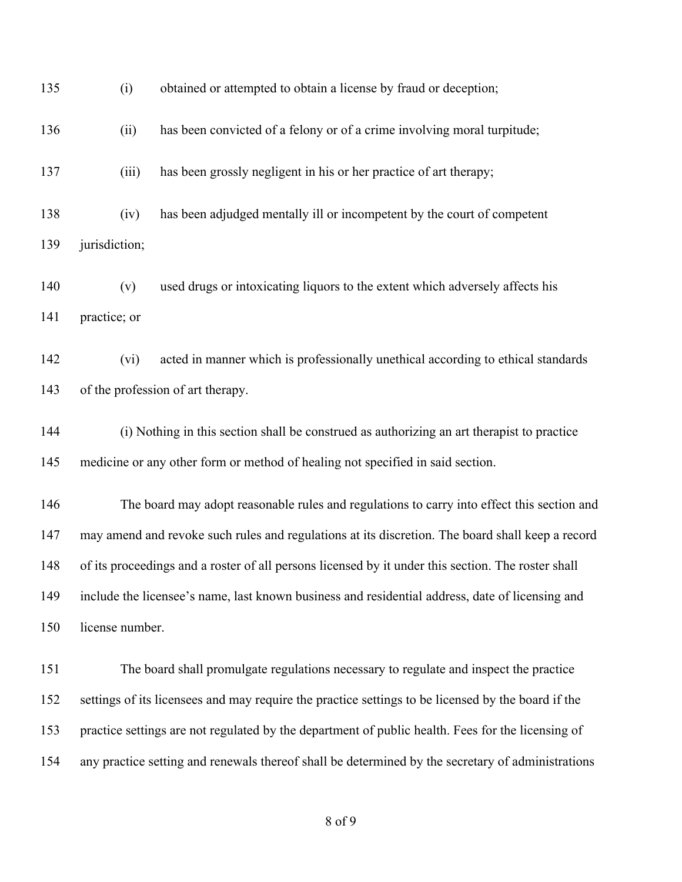(i) obtained or attempted to obtain a license by fraud or deception;

(ii) has been convicted of a felony or of a crime involving moral turpitude;

(iii) has been grossly negligent in his or her practice of art therapy;

(iv) has been adjudged mentally ill or incompetent by the court of competent jurisdiction;

(v) used drugs or intoxicating liquors to the extent which adversely affects his practice; or

(vi) acted in manner which is professionally unethical according to ethical standards of the profession of art therapy.

(i) Nothing in this section shall be construed as authorizing an art therapist to practice medicine or any other form or method of healing not specified in said section.

The board may adopt reasonable rules and regulations to carry into effect this section and may amend and revoke such rules and regulations at its discretion. The board shall keep a record of its proceedings and a roster of all persons licensed by it under this section. The roster shall include the licensee's name, last known business and residential address, date of licensing and license number.

The board shall promulgate regulations necessary to regulate and inspect the practice settings of its licensees and may require the practice settings to be licensed by the board if the practice settings are not regulated by the department of public health. Fees for the licensing of any practice setting and renewals thereof shall be determined by the secretary of administrations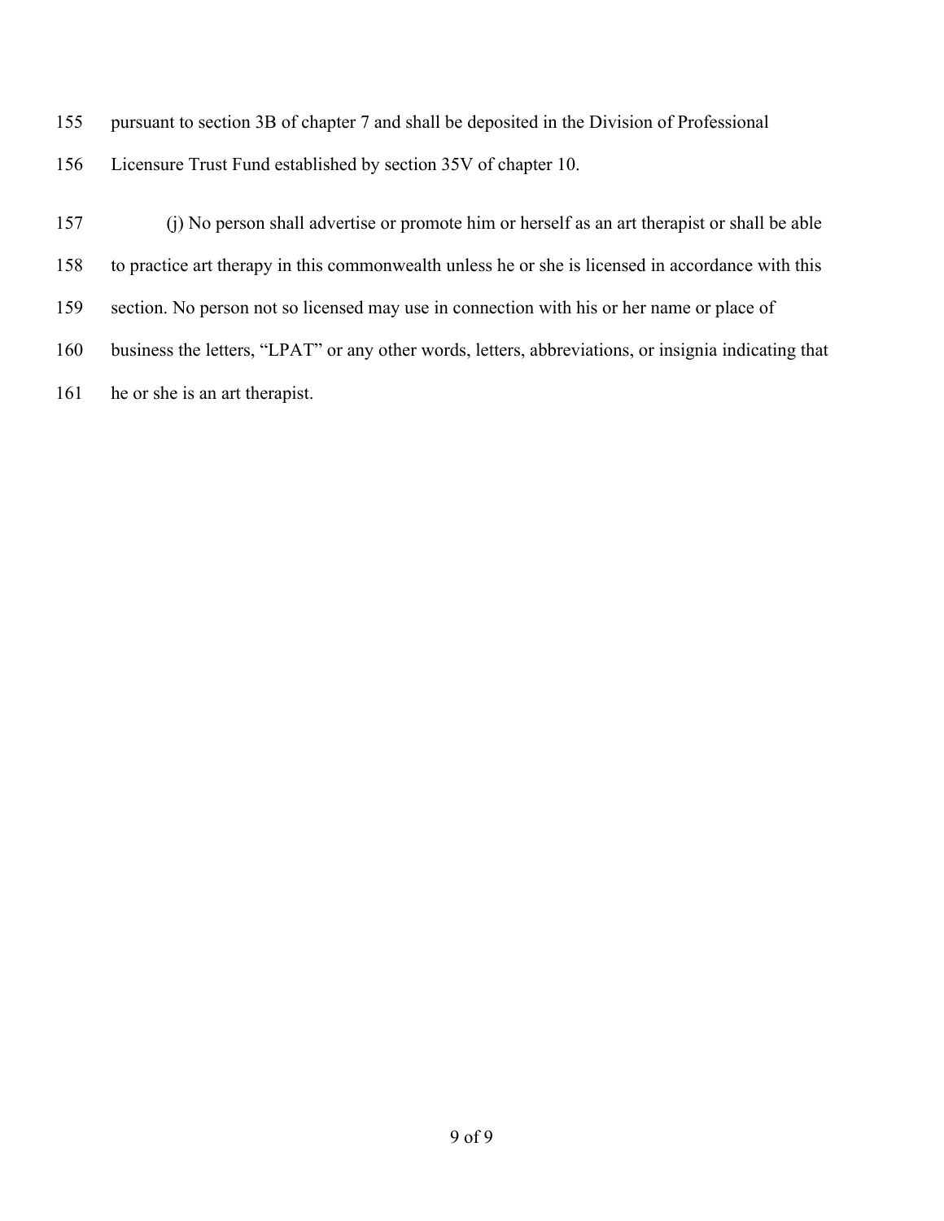155 pursuant to section 3B of chapter 7 and shall be deposited in the Division of Professional

156 Licensure Trust Fund established by section 35V of chapter 10.

157 (j) No person shall advertise or promote him or herself as an art therapist or shall be able

158 to practice art therapy in this commonwealth unless he or she is licensed in accordance with this

159 section. No person not so licensed may use in connection with his or her name or place of

160 business the letters, "LPAT" or any other words, letters, abbreviations, or insignia indicating that

161 he or she is an art therapist.